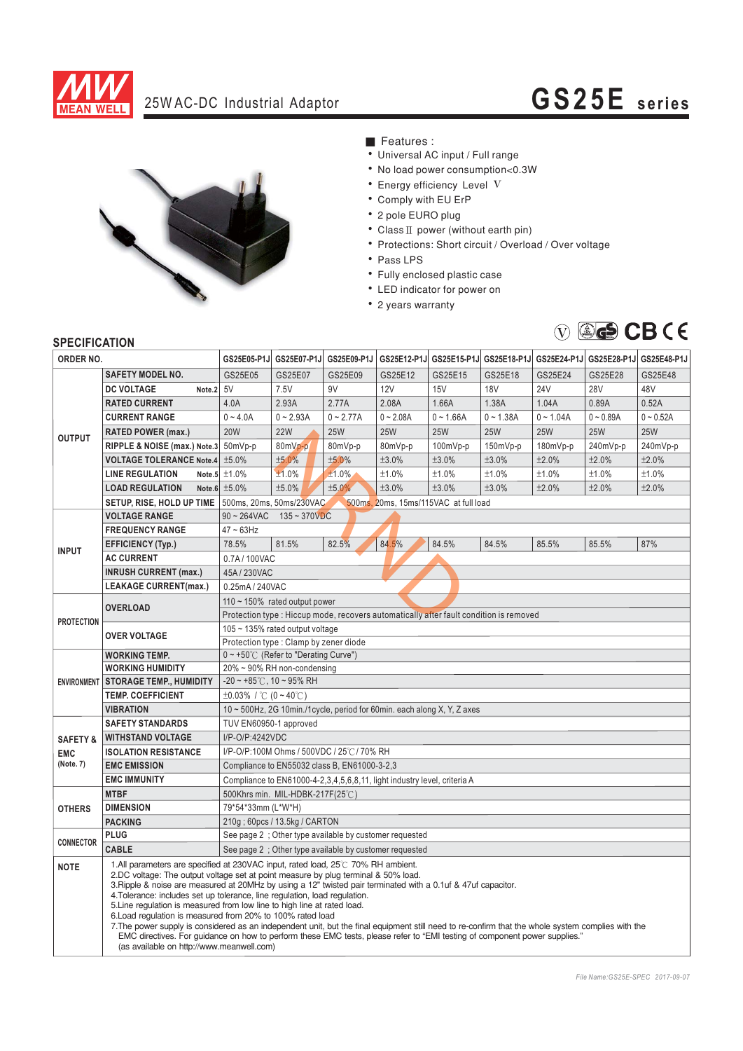# 25W AC-DC Industrial Adaptor

# GS25E series

■ Features :

- Universal AC input / Full range
- No load power consumption<0.3W
- Energy efficiency Level V
- Comply with EU ErP
- 2 pole EURO plug
- Class II power (without earth pin)
- Protections: Short circuit / Overload / Over voltage
- Pass LPS
- Fully enclosed plastic case
- LED indicator for power on
- 2 years warranty

## SPECIFICATION

| ORDER NO. | | GS25E05-P1J | GS25E07-P1J | GS25E09-P1J | GS25E12-P1J | GS25E15-P1J | GS25E18-P1J | GS25E24-P1J | GS25E28-P1J | GS25E48-P1J |
|---|---|---|---|---|---|---|---|---|---|---|
| OUTPUT | SAFETY MODEL NO. | GS25E05 | GS25E07 | GS25E09 | GS25E12 | GS25E15 | GS25E18 | GS25E24 | GS25E28 | GS25E48 |
| | DC VOLTAGE Note.2 | 5V | 7.5V | 9V | 12V | 15V | 18V | 24V | 28V | 48V |
| | RATED CURRENT | 4.0A | 2.93A | 2.77A | 2.08A | 1.66A | 1.38A | 1.04A | 0.89A | 0.52A |
| | CURRENT RANGE | 0 ~ 4.0A | 0 ~ 2.93A | 0 ~ 2.77A | 0 ~ 2.08A | 0 ~ 1.66A | 0 ~ 1.38A | 0 ~ 1.04A | 0 ~ 0.89A | 0 ~ 0.52A |
| | RATED POWER (max.) | 20W | 22W | 25W | 25W | 25W | 25W | 25W | 25W | 25W |
| | RIPPLE & NOISE (max.) Note.3 | 50mVp-p | 80mVp-p | 80mVp-p | 80mVp-p | 100mVp-p | 150mVp-p | 180mVp-p | 240mVp-p | 240mVp-p |
| | VOLTAGE TOLERANCE Note.4 | ±5.0% | ±5.0% | ±5.0% | ±3.0% | ±3.0% | ±3.0% | ±2.0% | ±2.0% | ±2.0% |
| | LINE REGULATION Note.5 | ±1.0% | ±1.0% | ±1.0% | ±1.0% | ±1.0% | ±1.0% | ±1.0% | ±1.0% | ±1.0% |
| | LOAD REGULATION Note.6 | ±5.0% | ±5.0% | ±5.0% | ±3.0% | ±3.0% | ±3.0% | ±2.0% | ±2.0% | ±2.0% |
| | SETUP, RISE, HOLD UP TIME | 500ms, 20ms, 50ms/230VAC 500ms, 20ms, 15ms/115VAC at full load | | | | | | | | |
| INPUT | VOLTAGE RANGE | 90 ~ 264VAC 135 ~ 370VDC | | | | | | | | |
| | FREQUENCY RANGE | 47 ~ 63Hz | | | | | | | | |
| | EFFICIENCY (Typ.) | 78.5% | 81.5% | 82.5% | 84.5% | 84.5% | 84.5% | 85.5% | 85.5% | 87% |
| | AC CURRENT | 0.7A / 100VAC | | | | | | | | |
| | INRUSH CURRENT (max.) | 45A / 230VAC | | | | | | | | |
| | LEAKAGE CURRENT(max.) | 0.25mA / 240VAC | | | | | | | | |
| PROTECTION | OVERLOAD | 110 ~ 150% rated output power | | | | | | | | |
| | | Protection type : Hiccup mode, recovers automatically after fault condition is removed | | | | | | | | |
| | OVER VOLTAGE | 105 ~ 135% rated output voltage | | | | | | | | |
| | | Protection type : Clamp by zener diode | | | | | | | | |
| ENVIRONMENT | WORKING TEMP. | 0 ~ +50℃ (Refer to "Derating Curve") | | | | | | | | |
| | WORKING HUMIDITY | 20% ~ 90% RH non-condensing | | | | | | | | |
| | STORAGE TEMP., HUMIDITY | -20 ~ +85℃, 10 ~ 95% RH | | | | | | | | |
| | TEMP. COEFFICIENT | ±0.03% / ℃ (0 ~ 40℃) | | | | | | | | |
| | VIBRATION | 10 ~ 500Hz, 2G 10min./1cycle, period for 60min. each along X, Y, Z axes | | | | | | | | |
| SAFETY & EMC (Note. 7) | SAFETY STANDARDS | TUV EN60950-1 approved | | | | | | | | |
| | WITHSTAND VOLTAGE | I/P-O/P:4242VDC | | | | | | | | |
| | ISOLATION RESISTANCE | I/P-O/P:100M Ohms / 500VDC / 25℃ / 70% RH | | | | | | | | |
| | EMC EMISSION | Compliance to EN55032 class B, EN61000-3-2,3 | | | | | | | | |
| | EMC IMMUNITY | Compliance to EN61000-4-2,3,4,5,6,8,11, light industry level, criteria A | | | | | | | | |
| OTHERS | MTBF | 500Khrs min. MIL-HDBK-217F(25℃) | | | | | | | | |
| | DIMENSION | 79*54*33mm (L*W*H) | | | | | | | | |
| | PACKING | 210g ; 60pcs / 13.5kg / CARTON | | | | | | | | |
| CONNECTOR | PLUG | See page 2 ; Other type available by customer requested | | | | | | | | |
| | CABLE | See page 2 ; Other type available by customer requested | | | | | | | | |

**NOTE**

1.All parameters are specified at 230VAC input, rated load, 25℃ 70% RH ambient.
2.DC voltage: The output voltage set at point measure by plug terminal & 50% load.
3.Ripple & noise are measured at 20MHz by using a 12" twisted pair terminated with a 0.1uf & 47uf capacitor.
4.Tolerance: includes set up tolerance, line regulation, load regulation.
5.Line regulation is measured from low line to high line at rated load.
6.Load regulation is measured from 20% to 100% rated load
7.The power supply is considered as an independent unit, but the final equipment still need to re-confirm that the whole system complies with the EMC directives. For guidance on how to perform these EMC tests, please refer to "EMI testing of component power supplies." (as available on http://www.meanwell.com)

File Name:GS25E-SPEC 2017-09-07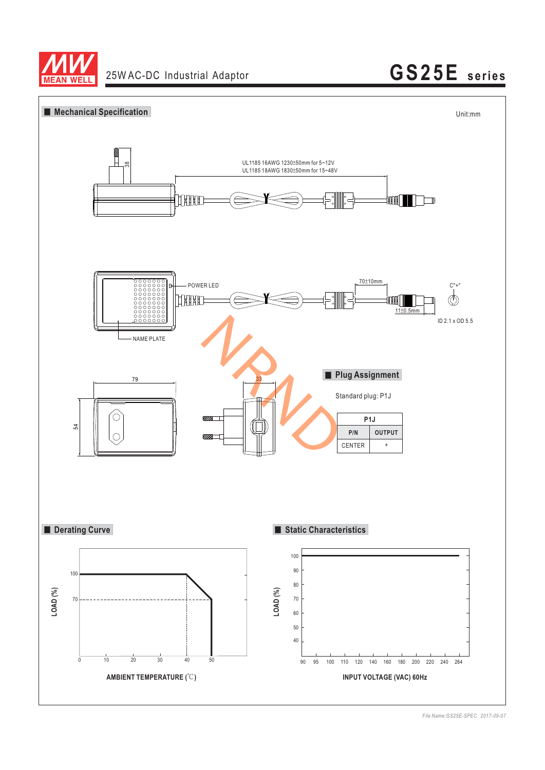# 25W AC-DC Industrial Adaptor

# GS25E series

## Mechanical Specification

Unit:mm

38

UL1185 16AWG 1230±50mm for 5~12V
UL1185 18AWG 1830±50mm for 15~48V

POWER LED

70±10mm

C"+"

11±0.5mm

ID 2.1 x OD 5.5

NAME PLATE

NRND

79

54

33

## Plug Assignment

Standard plug: P1J

| P1J | |
|---|---|
| P/N | OUTPUT |
| CENTER | + |

## Derating Curve

LOAD (%)

100

70

0 10 20 30 40 50

AMBIENT TEMPERATURE (℃)

## Static Characteristics

LOAD (%)

100 90 80 70 60 50 40

90 95 100 110 120 140 160 180 200 220 240 264

INPUT VOLTAGE (VAC) 60Hz

*File Name:GS25E-SPEC 2017-09-07*